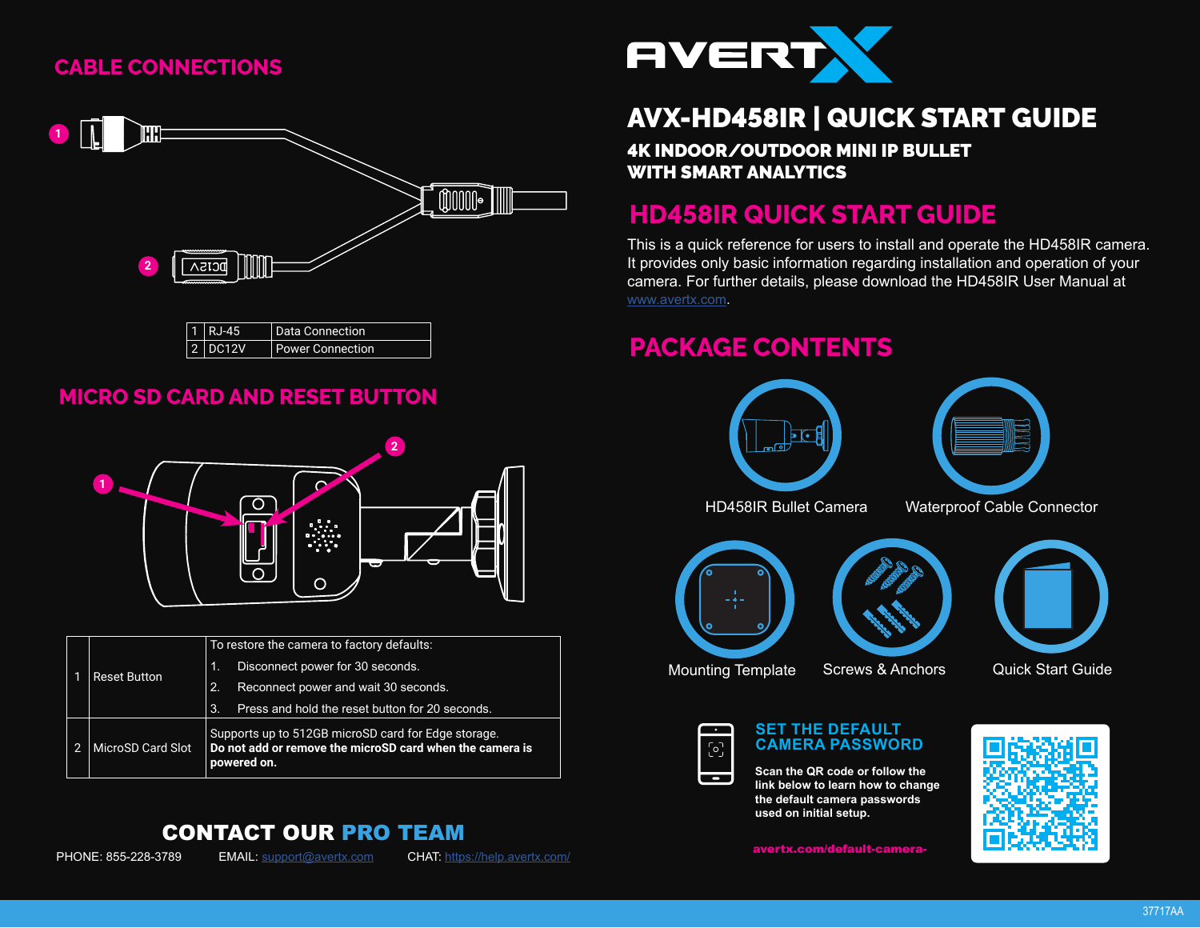## CABLE CONNECTIONS

| | | |
|---|---|---|
| 1 | RJ-45 | Data Connection |
| 2 | DC12V | Power Connection |

## MICRO SD CARD AND RESET BUTTON

| | | |
|---|---|---|
| 1 | Reset Button | To restore the camera to factory defaults:<br>1. Disconnect power for 30 seconds.<br>2. Reconnect power and wait 30 seconds.<br>3. Press and hold the reset button for 20 seconds. |
| 2 | MicroSD Card Slot | Supports up to 512GB microSD card for Edge storage.<br>**Do not add or remove the microSD card when the camera is powered on.** |

## CONTACT OUR PRO TEAM

PHONE: 855-228-3789 EMAIL: support@avertx.com CHAT: https://help.avertx.com/

# AVX-HD458IR | QUICK START GUIDE

### 4K INDOOR/OUTDOOR MINI IP BULLET WITH SMART ANALYTICS

## HD458IR QUICK START GUIDE

This is a quick reference for users to install and operate the HD458IR camera. It provides only basic information regarding installation and operation of your camera. For further details, please download the HD458IR User Manual at www.avertx.com.

## PACKAGE CONTENTS

- HD458IR Bullet Camera
- Waterproof Cable Connector
- Mounting Template
- Screws & Anchors
- Quick Start Guide

### SET THE DEFAULT CAMERA PASSWORD

**Scan the QR code or follow the link below to learn how to change the default camera passwords used on initial setup.**

**avertx.com/default-camera-**

37717AA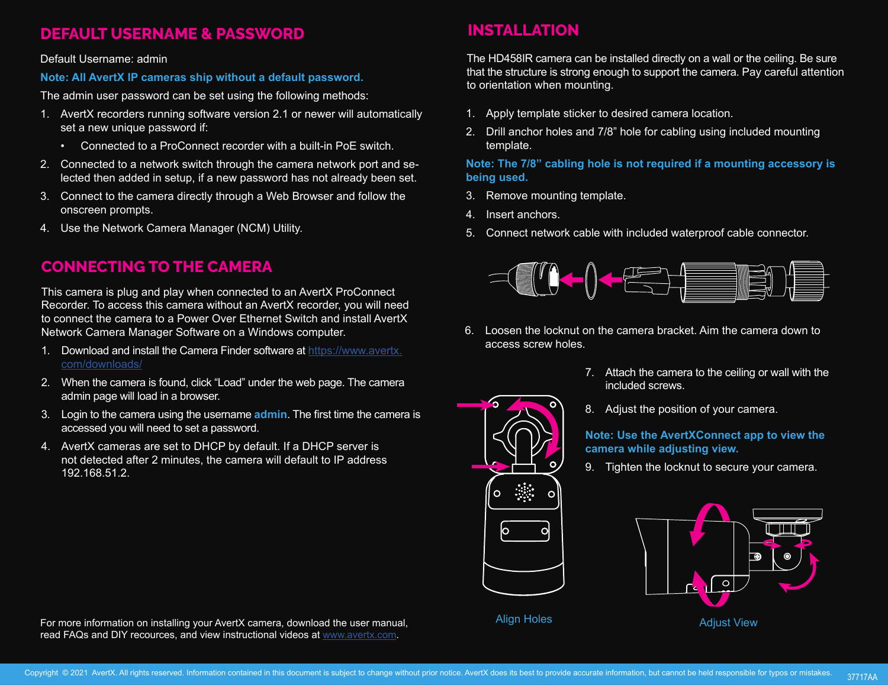## DEFAULT USERNAME & PASSWORD

Default Username: admin

**Note: All AvertX IP cameras ship without a default password.**

The admin user password can be set using the following methods:

1. AvertX recorders running software version 2.1 or newer will automatically set a new unique password if:
   - Connected to a ProConnect recorder with a built-in PoE switch.
2. Connected to a network switch through the camera network port and selected then added in setup, if a new password has not already been set.
3. Connect to the camera directly through a Web Browser and follow the onscreen prompts.
4. Use the Network Camera Manager (NCM) Utility.

## CONNECTING TO THE CAMERA

This camera is plug and play when connected to an AvertX ProConnect Recorder. To access this camera without an AvertX recorder, you will need to connect the camera to a Power Over Ethernet Switch and install AvertX Network Camera Manager Software on a Windows computer.

1. Download and install the Camera Finder software at https://www.avertx.com/downloads/
2. When the camera is found, click "Load" under the web page. The camera admin page will load in a browser.
3. Login to the camera using the username **admin**. The first time the camera is accessed you will need to set a password.
4. AvertX cameras are set to DHCP by default. If a DHCP server is not detected after 2 minutes, the camera will default to IP address 192.168.51.2.

For more information on installing your AvertX camera, download the user manual, read FAQs and DIY recources, and view instructional videos at www.avertx.com.

## INSTALLATION

The HD458IR camera can be installed directly on a wall or the ceiling. Be sure that the structure is strong enough to support the camera. Pay careful attention to orientation when mounting.

1. Apply template sticker to desired camera location.
2. Drill anchor holes and 7/8" hole for cabling using included mounting template.

**Note: The 7/8" cabling hole is not required if a mounting accessory is being used.**

3. Remove mounting template.
4. Insert anchors.
5. Connect network cable with included waterproof cable connector.
6. Loosen the locknut on the camera bracket. Aim the camera down to access screw holes.
7. Attach the camera to the ceiling or wall with the included screws.
8. Adjust the position of your camera.

**Note: Use the AvertXConnect app to view the camera while adjusting view.**

9. Tighten the locknut to secure your camera.

Align Holes

Adjust View

Copyright © 2021 AvertX. All rights reserved. Information contained in this document is subject to change without prior notice. AvertX does its best to provide accurate information, but cannot be held responsible for typos or mistakes.

37717AA